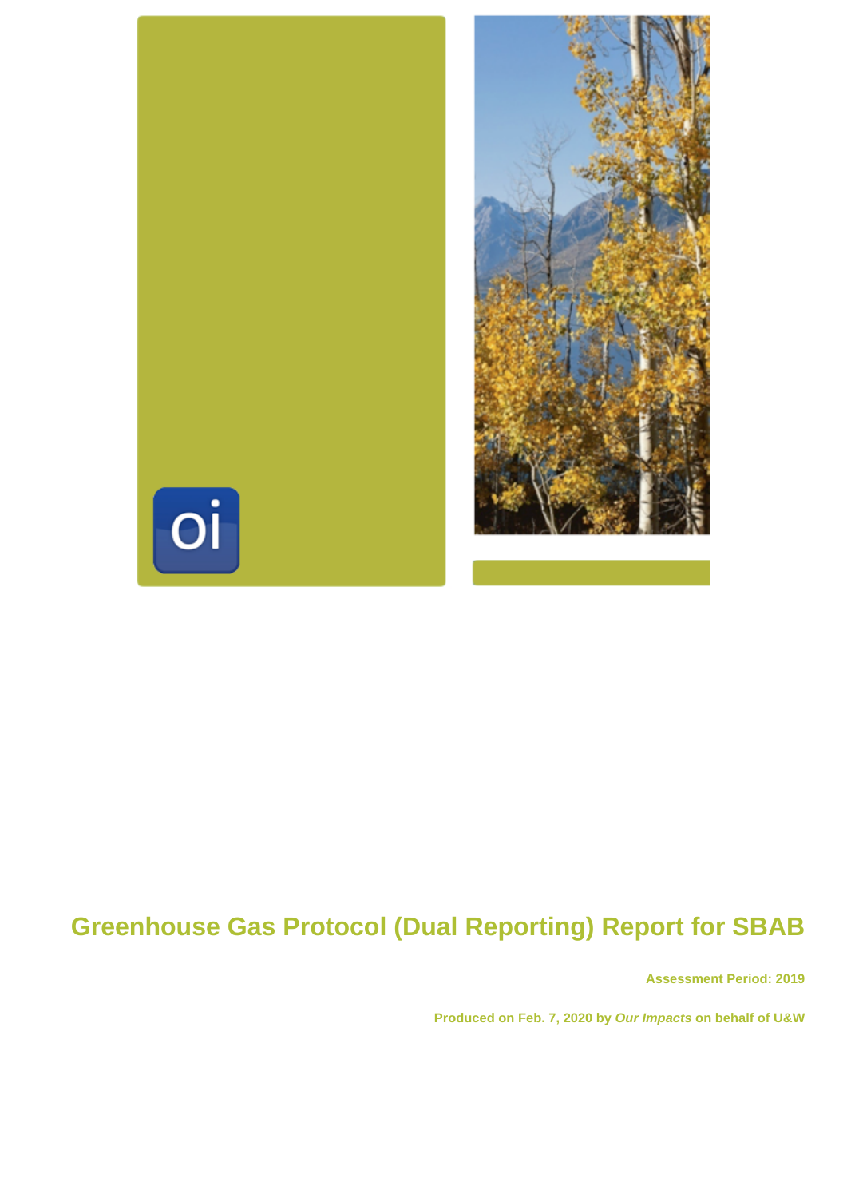# Greenhouse Gas Protocol (Dual Reporting) Report for SBAB

**Assessment Period: 2019**

**Produced on Feb. 7, 2020 by *Our Impacts* on behalf of U&W**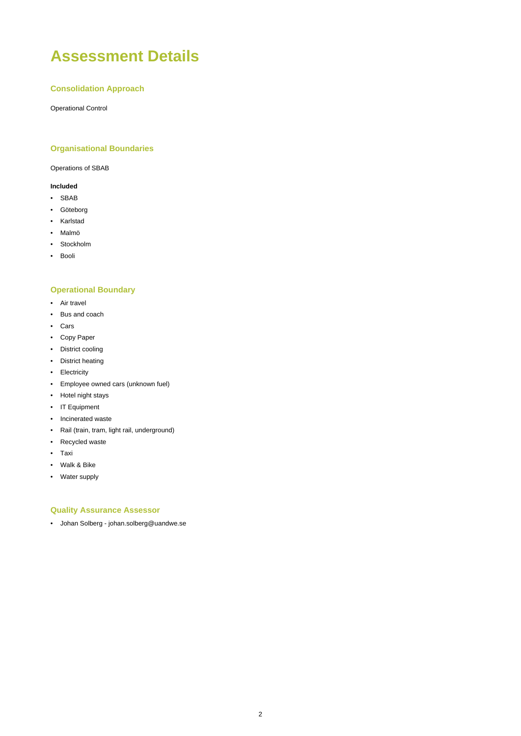# Assessment Details

## Consolidation Approach

Operational Control

## Organisational Boundaries

Operations of SBAB

**Included**

- SBAB
- Göteborg
- Karlstad
- Malmö
- Stockholm
- Booli

## Operational Boundary

- Air travel
- Bus and coach
- Cars
- Copy Paper
- District cooling
- District heating
- Electricity
- Employee owned cars (unknown fuel)
- Hotel night stays
- IT Equipment
- Incinerated waste
- Rail (train, tram, light rail, underground)
- Recycled waste
- Taxi
- Walk & Bike
- Water supply

## Quality Assurance Assessor

- Johan Solberg - johan.solberg@uandwe.se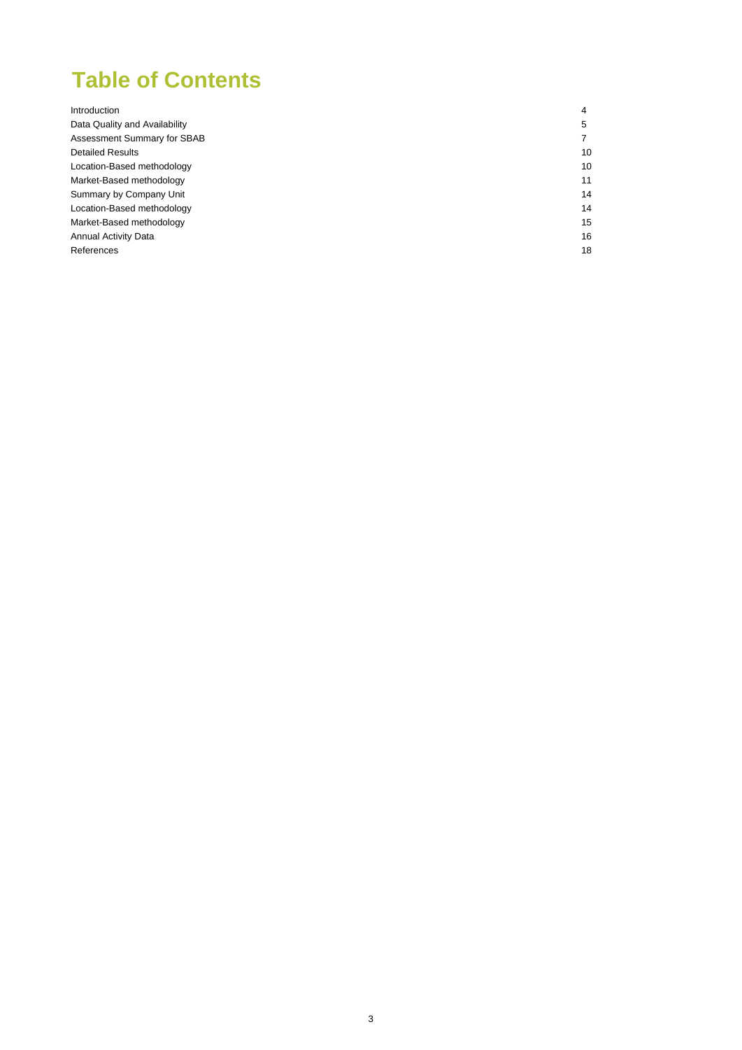# Table of Contents

| | |
|---|---|
| Introduction | 4 |
| Data Quality and Availability | 5 |
| Assessment Summary for SBAB | 7 |
| Detailed Results | 10 |
| Location-Based methodology | 10 |
| Market-Based methodology | 11 |
| Summary by Company Unit | 14 |
| Location-Based methodology | 14 |
| Market-Based methodology | 15 |
| Annual Activity Data | 16 |
| References | 18 |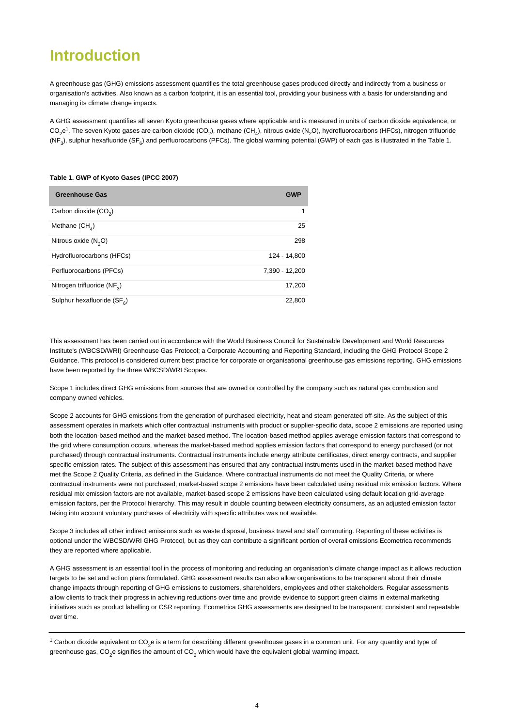# Introduction

A greenhouse gas (GHG) emissions assessment quantifies the total greenhouse gases produced directly and indirectly from a business or organisation's activities. Also known as a carbon footprint, it is an essential tool, providing your business with a basis for understanding and managing its climate change impacts.

A GHG assessment quantifies all seven Kyoto greenhouse gases where applicable and is measured in units of carbon dioxide equivalence, or $CO_2e$[1]. The seven Kyoto gases are carbon dioxide ($CO_2$), methane ($CH_4$), nitrous oxide ($N_2O$), hydrofluorocarbons (HFCs), nitrogen trifluoride ($NF_3$), sulphur hexafluoride ($SF_6$) and perfluorocarbons (PFCs). The global warming potential (GWP) of each gas is illustrated in the Table 1.

**Table 1. GWP of Kyoto Gases (IPCC 2007)**

| Greenhouse Gas | GWP |
|---|---:|
| Carbon dioxide ($CO_2$) | 1 |
| Methane ($CH_4$) | 25 |
| Nitrous oxide ($N_2O$) | 298 |
| Hydrofluorocarbons (HFCs) | 124 - 14,800 |
| Perfluorocarbons (PFCs) | 7,390 - 12,200 |
| Nitrogen trifluoride ($NF_3$) | 17,200 |
| Sulphur hexafluoride ($SF_6$) | 22,800 |

This assessment has been carried out in accordance with the World Business Council for Sustainable Development and World Resources Institute's (WBCSD/WRI) Greenhouse Gas Protocol; a Corporate Accounting and Reporting Standard, including the GHG Protocol Scope 2 Guidance. This protocol is considered current best practice for corporate or organisational greenhouse gas emissions reporting. GHG emissions have been reported by the three WBCSD/WRI Scopes.

Scope 1 includes direct GHG emissions from sources that are owned or controlled by the company such as natural gas combustion and company owned vehicles.

Scope 2 accounts for GHG emissions from the generation of purchased electricity, heat and steam generated off-site. As the subject of this assessment operates in markets which offer contractual instruments with product or supplier-specific data, scope 2 emissions are reported using both the location-based method and the market-based method. The location-based method applies average emission factors that correspond to the grid where consumption occurs, whereas the market-based method applies emission factors that correspond to energy purchased (or not purchased) through contractual instruments. Contractual instruments include energy attribute certificates, direct energy contracts, and supplier specific emission rates. The subject of this assessment has ensured that any contractual instruments used in the market-based method have met the Scope 2 Quality Criteria, as defined in the Guidance. Where contractual instruments do not meet the Quality Criteria, or where contractual instruments were not purchased, market-based scope 2 emissions have been calculated using residual mix emission factors. Where residual mix emission factors are not available, market-based scope 2 emissions have been calculated using default location grid-average emission factors, per the Protocol hierarchy. This may result in double counting between electricity consumers, as an adjusted emission factor taking into account voluntary purchases of electricity with specific attributes was not available.

Scope 3 includes all other indirect emissions such as waste disposal, business travel and staff commuting. Reporting of these activities is optional under the WBCSD/WRI GHG Protocol, but as they can contribute a significant portion of overall emissions Ecometrica recommends they are reported where applicable.

A GHG assessment is an essential tool in the process of monitoring and reducing an organisation's climate change impact as it allows reduction targets to be set and action plans formulated. GHG assessment results can also allow organisations to be transparent about their climate change impacts through reporting of GHG emissions to customers, shareholders, employees and other stakeholders. Regular assessments allow clients to track their progress in achieving reductions over time and provide evidence to support green claims in external marketing initiatives such as product labelling or CSR reporting. Ecometrica GHG assessments are designed to be transparent, consistent and repeatable over time.

---

[1] Carbon dioxide equivalent or $CO_2e$ is a term for describing different greenhouse gases in a common unit. For any quantity and type of greenhouse gas, $CO_2e$ signifies the amount of $CO_2$ which would have the equivalent global warming impact.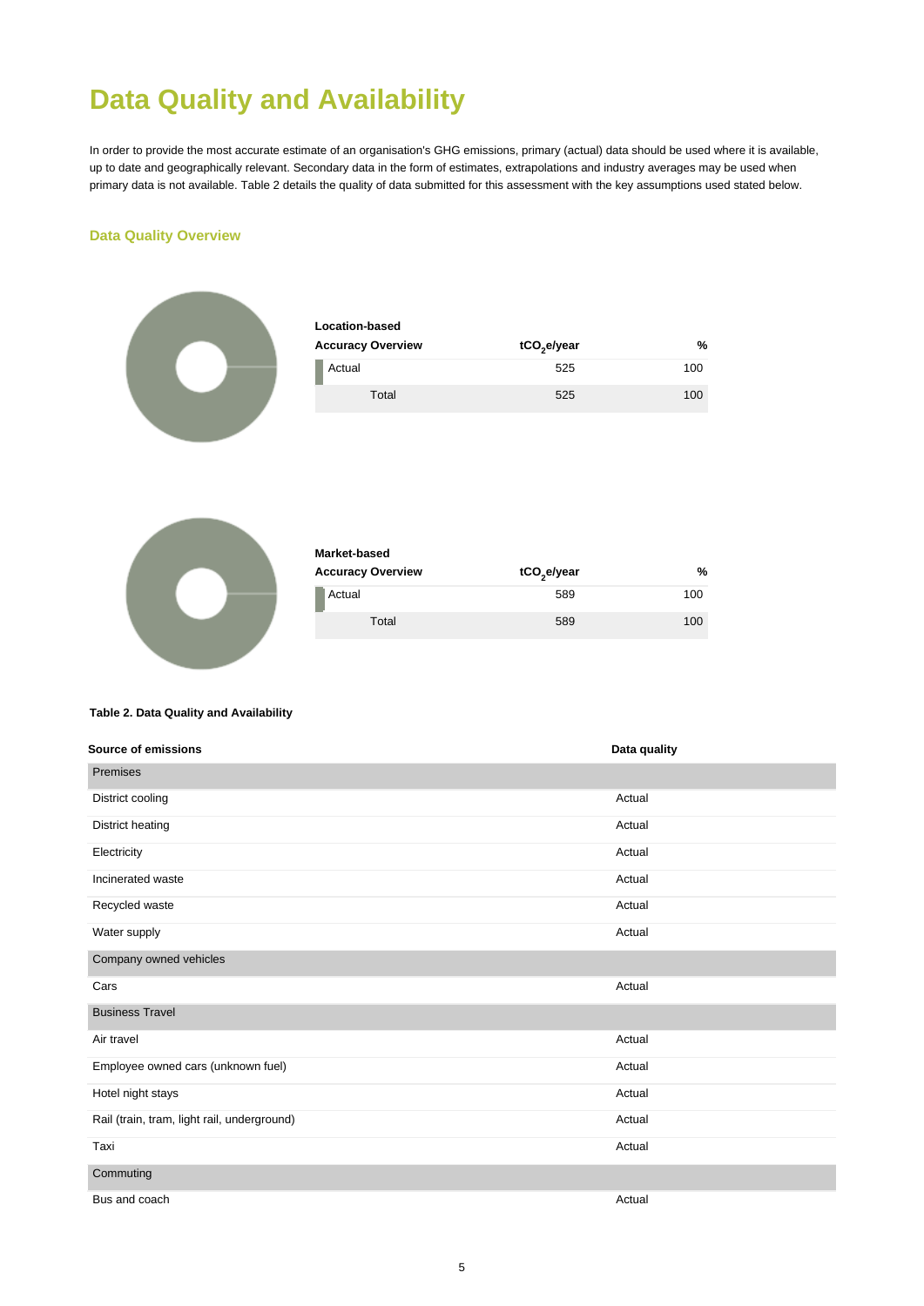# Data Quality and Availability

In order to provide the most accurate estimate of an organisation's GHG emissions, primary (actual) data should be used where it is available, up to date and geographically relevant. Secondary data in the form of estimates, extrapolations and industry averages may be used when primary data is not available. Table 2 details the quality of data submitted for this assessment with the key assumptions used stated below.

### Data Quality Overview

**Location-based**

| Accuracy Overview | $tCO_2e$/year | % |
|---|---|---|
| Actual | 525 | 100 |
| Total | 525 | 100 |

**Market-based**

| Accuracy Overview | $tCO_2e$/year | % |
|---|---|---|
| Actual | 589 | 100 |
| Total | 589 | 100 |

**Table 2. Data Quality and Availability**

| Source of emissions | Data quality |
|---|---|
| Premises | |
| District cooling | Actual |
| District heating | Actual |
| Electricity | Actual |
| Incinerated waste | Actual |
| Recycled waste | Actual |
| Water supply | Actual |
| Company owned vehicles | |
| Cars | Actual |
| Business Travel | |
| Air travel | Actual |
| Employee owned cars (unknown fuel) | Actual |
| Hotel night stays | Actual |
| Rail (train, tram, light rail, underground) | Actual |
| Taxi | Actual |
| Commuting | |
| Bus and coach | Actual |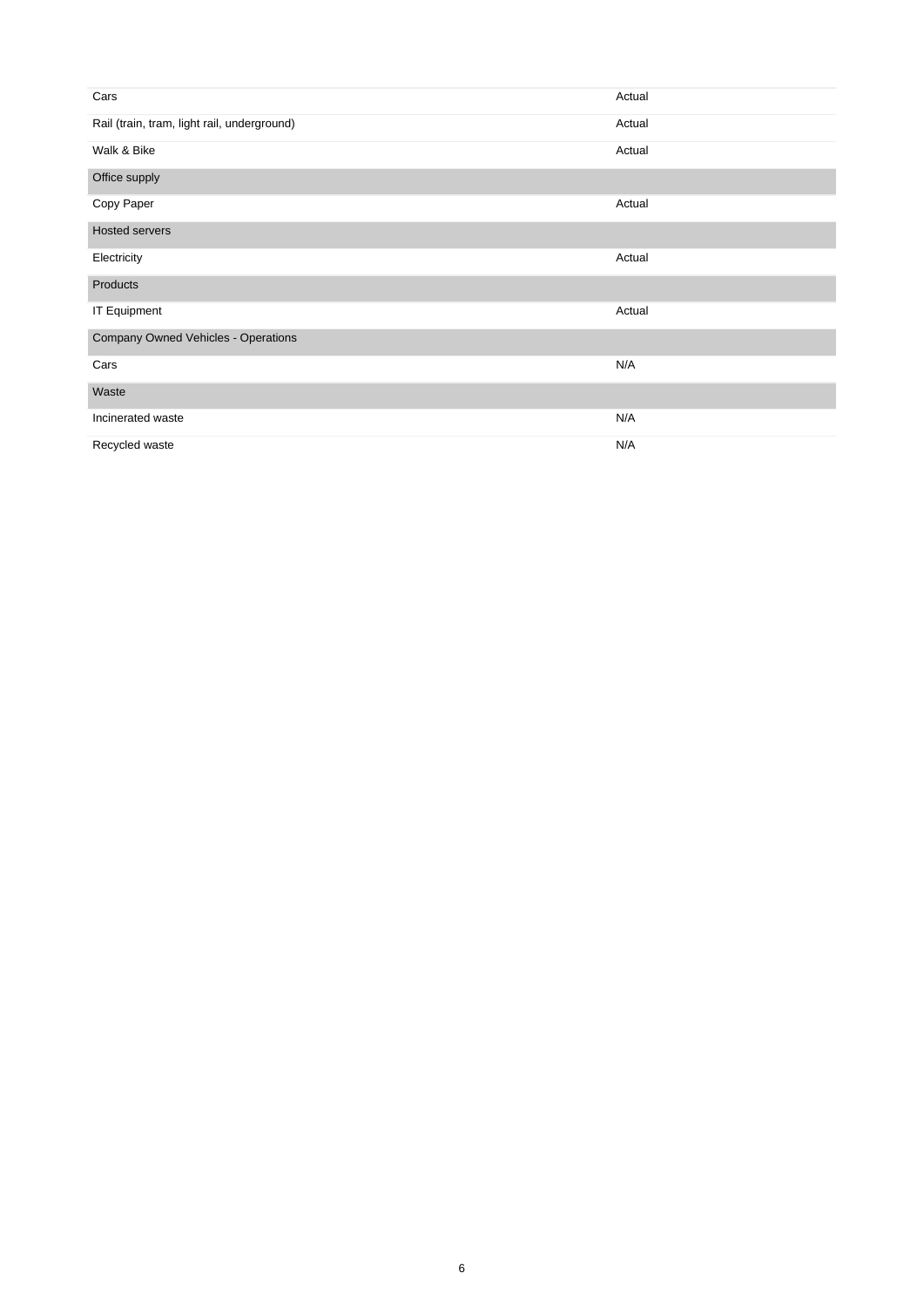| | |
|---|---|
| Cars | Actual |
| Rail (train, tram, light rail, underground) | Actual |
| Walk & Bike | Actual |
| **Office supply** | |
| Copy Paper | Actual |
| **Hosted servers** | |
| Electricity | Actual |
| **Products** | |
| IT Equipment | Actual |
| **Company Owned Vehicles - Operations** | |
| Cars | N/A |
| **Waste** | |
| Incinerated waste | N/A |
| Recycled waste | N/A |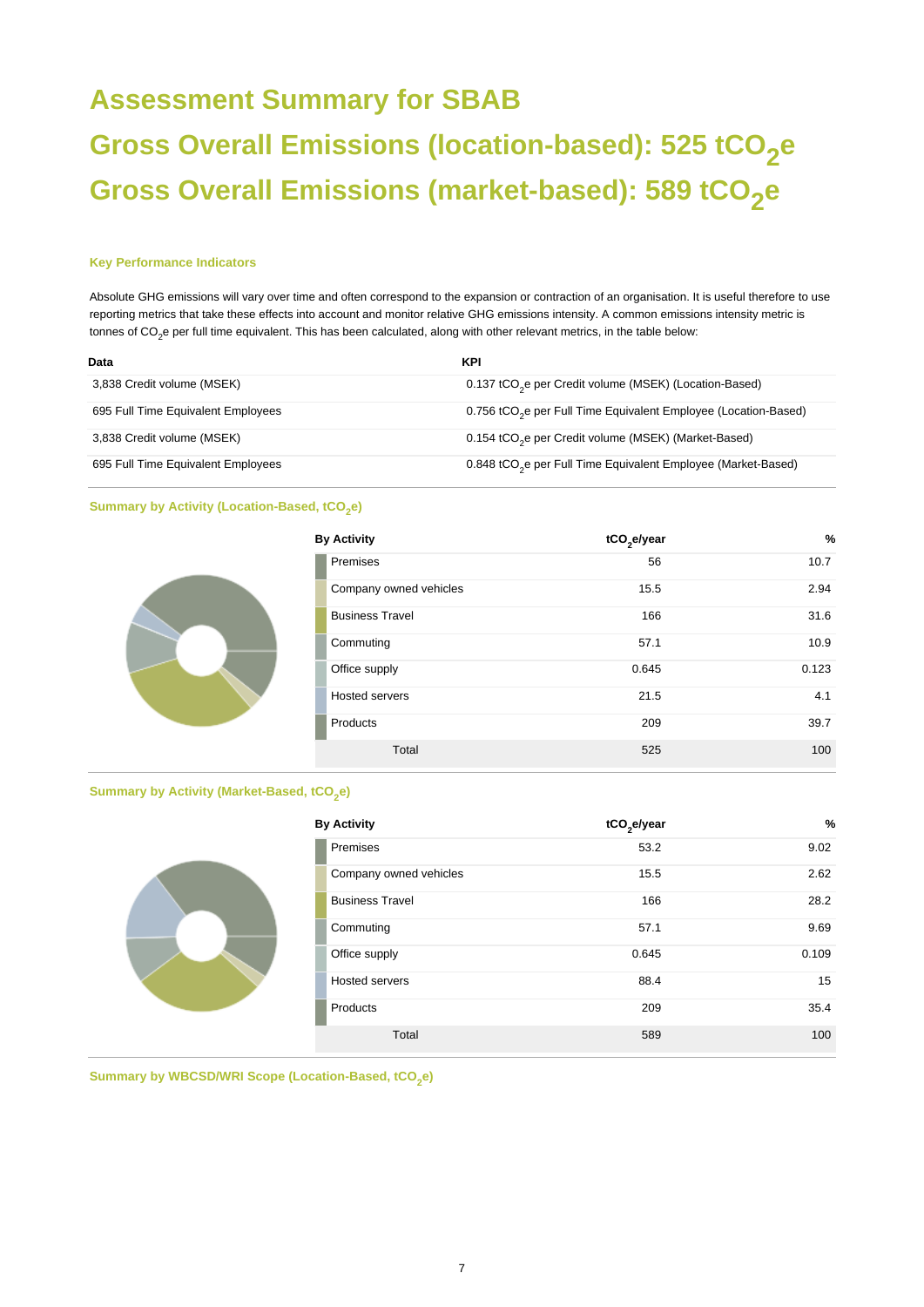# Assessment Summary for SBAB

# Gross Overall Emissions (location-based): 525 $tCO_2e$

# Gross Overall Emissions (market-based): 589 $tCO_2e$

### Key Performance Indicators

Absolute GHG emissions will vary over time and often correspond to the expansion or contraction of an organisation. It is useful therefore to use reporting metrics that take these effects into account and monitor relative GHG emissions intensity. A common emissions intensity metric is tonnes of $CO_2e$ per full time equivalent. This has been calculated, along with other relevant metrics, in the table below:

| Data | KPI |
|---|---|
| 3,838 Credit volume (MSEK) | 0.137 $tCO_2e$ per Credit volume (MSEK) (Location-Based) |
| 695 Full Time Equivalent Employees | 0.756 $tCO_2e$ per Full Time Equivalent Employee (Location-Based) |
| 3,838 Credit volume (MSEK) | 0.154 $tCO_2e$ per Credit volume (MSEK) (Market-Based) |
| 695 Full Time Equivalent Employees | 0.848 $tCO_2e$ per Full Time Equivalent Employee (Market-Based) |

### Summary by Activity (Location-Based, $tCO_2e$)

| By Activity | $tCO_2e$/year | % |
|---|---|---|
| Premises | 56 | 10.7 |
| Company owned vehicles | 15.5 | 2.94 |
| Business Travel | 166 | 31.6 |
| Commuting | 57.1 | 10.9 |
| Office supply | 0.645 | 0.123 |
| Hosted servers | 21.5 | 4.1 |
| Products | 209 | 39.7 |
| Total | 525 | 100 |

### Summary by Activity (Market-Based, $tCO_2e$)

| By Activity | $tCO_2e$/year | % |
|---|---|---|
| Premises | 53.2 | 9.02 |
| Company owned vehicles | 15.5 | 2.62 |
| Business Travel | 166 | 28.2 |
| Commuting | 57.1 | 9.69 |
| Office supply | 0.645 | 0.109 |
| Hosted servers | 88.4 | 15 |
| Products | 209 | 35.4 |
| Total | 589 | 100 |

### Summary by WBCSD/WRI Scope (Location-Based, $tCO_2e$)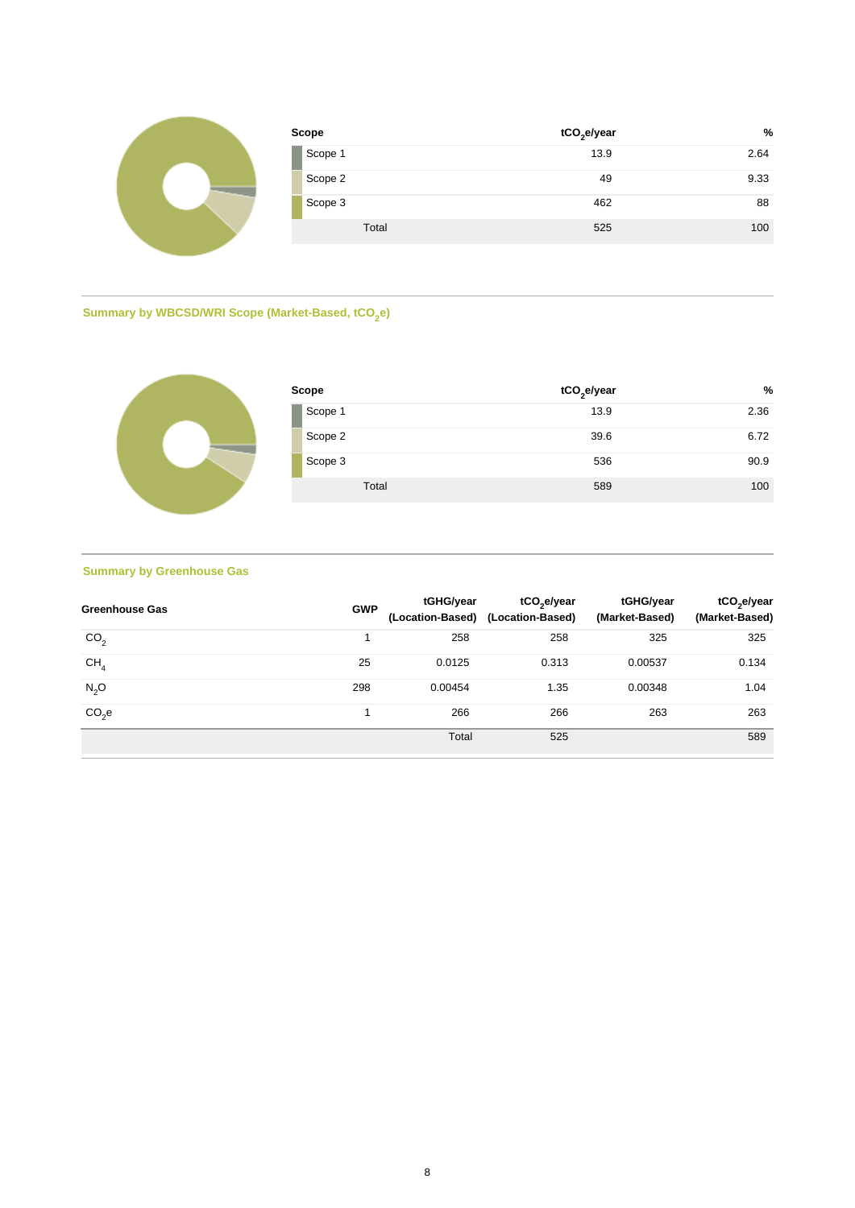| Scope | $tCO_2e$/year | % |
|---|---|---|
| Scope 1 | 13.9 | 2.64 |
| Scope 2 | 49 | 9.33 |
| Scope 3 | 462 | 88 |
| Total | 525 | 100 |

## Summary by WBCSD/WRI Scope (Market-Based, $tCO_2e$)

| Scope | $tCO_2e$/year | % |
|---|---|---|
| Scope 1 | 13.9 | 2.36 |
| Scope 2 | 39.6 | 6.72 |
| Scope 3 | 536 | 90.9 |
| Total | 589 | 100 |

## Summary by Greenhouse Gas

| Greenhouse Gas | GWP | tGHG/year (Location-Based) | $tCO_2e$/year (Location-Based) | tGHG/year (Market-Based) | $tCO_2e$/year (Market-Based) |
|---|---|---|---|---|---|
| $CO_2$ | 1 | 258 | 258 | 325 | 325 |
| $CH_4$ | 25 | 0.0125 | 0.313 | 0.00537 | 0.134 |
| $N_2O$ | 298 | 0.00454 | 1.35 | 0.00348 | 1.04 |
| $CO_2e$ | 1 | 266 | 266 | 263 | 263 |
| | | Total | 525 | | 589 |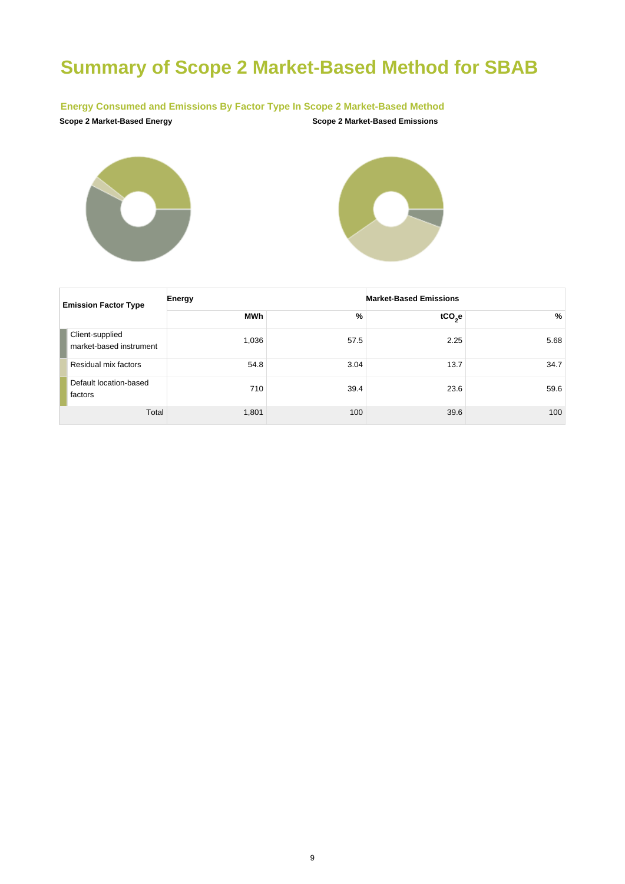# Summary of Scope 2 Market-Based Method for SBAB

### Energy Consumed and Emissions By Factor Type In Scope 2 Market-Based Method

**Scope 2 Market-Based Energy**

**Scope 2 Market-Based Emissions**

| Emission Factor Type | Energy | | Market-Based Emissions | |
|---|---|---|---|---|
| | MWh | % | $tCO_2e$ | % |
| Client-supplied market-based instrument | 1,036 | 57.5 | 2.25 | 5.68 |
| Residual mix factors | 54.8 | 3.04 | 13.7 | 34.7 |
| Default location-based factors | 710 | 39.4 | 23.6 | 59.6 |
| Total | 1,801 | 100 | 39.6 | 100 |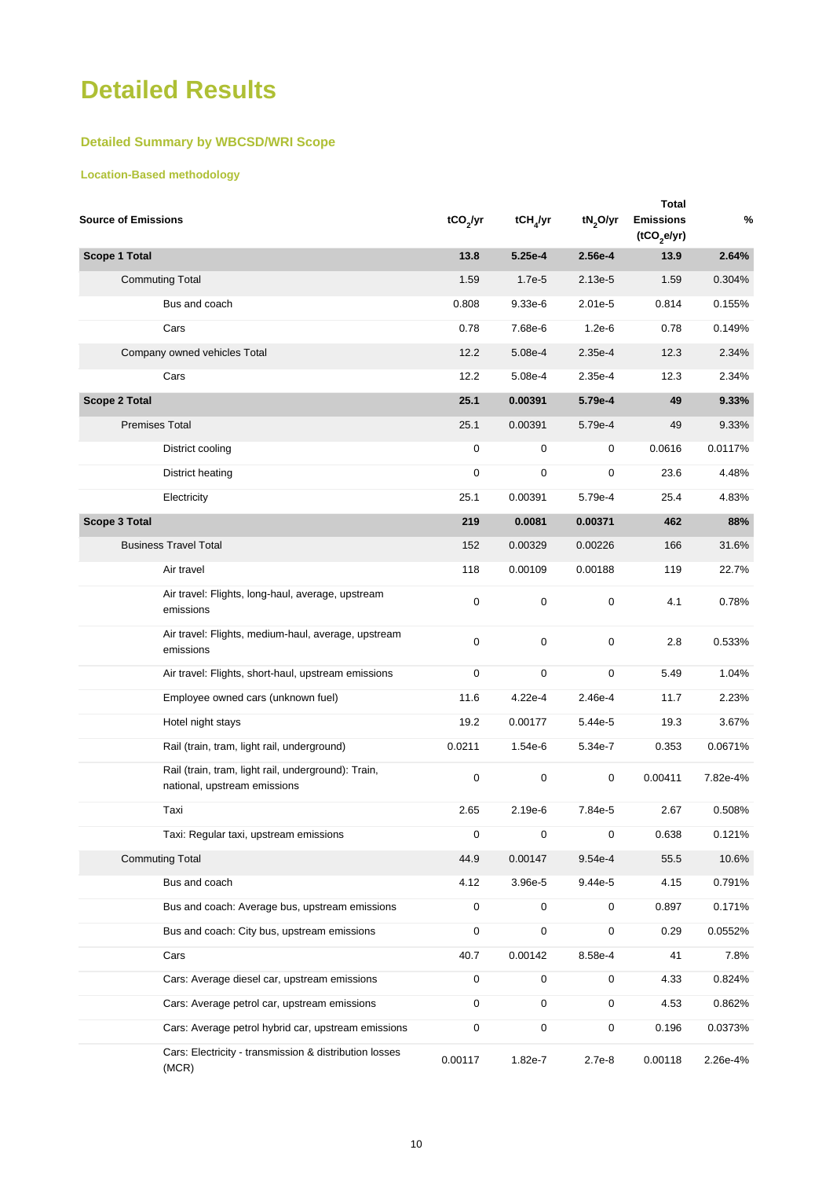# Detailed Results

## Detailed Summary by WBCSD/WRI Scope

### Location-Based methodology

| Source of Emissions | $tCO_2/yr$ | $tCH_4/yr$ | $tN_2O/yr$ | Total Emissions ($tCO_2e/yr$) | % |
|---|---|---|---|---|---|
| **Scope 1 Total** | **13.8** | **5.25e-4** | **2.56e-4** | **13.9** | **2.64%** |
| Commuting Total | 1.59 | 1.7e-5 | 2.13e-5 | 1.59 | 0.304% |
| Bus and coach | 0.808 | 9.33e-6 | 2.01e-5 | 0.814 | 0.155% |
| Cars | 0.78 | 7.68e-6 | 1.2e-6 | 0.78 | 0.149% |
| Company owned vehicles Total | 12.2 | 5.08e-4 | 2.35e-4 | 12.3 | 2.34% |
| Cars | 12.2 | 5.08e-4 | 2.35e-4 | 12.3 | 2.34% |
| **Scope 2 Total** | **25.1** | **0.00391** | **5.79e-4** | **49** | **9.33%** |
| Premises Total | 25.1 | 0.00391 | 5.79e-4 | 49 | 9.33% |
| District cooling | 0 | 0 | 0 | 0.0616 | 0.0117% |
| District heating | 0 | 0 | 0 | 23.6 | 4.48% |
| Electricity | 25.1 | 0.00391 | 5.79e-4 | 25.4 | 4.83% |
| **Scope 3 Total** | **219** | **0.0081** | **0.00371** | **462** | **88%** |
| Business Travel Total | 152 | 0.00329 | 0.00226 | 166 | 31.6% |
| Air travel | 118 | 0.00109 | 0.00188 | 119 | 22.7% |
| Air travel: Flights, long-haul, average, upstream emissions | 0 | 0 | 0 | 4.1 | 0.78% |
| Air travel: Flights, medium-haul, average, upstream emissions | 0 | 0 | 0 | 2.8 | 0.533% |
| Air travel: Flights, short-haul, upstream emissions | 0 | 0 | 0 | 5.49 | 1.04% |
| Employee owned cars (unknown fuel) | 11.6 | 4.22e-4 | 2.46e-4 | 11.7 | 2.23% |
| Hotel night stays | 19.2 | 0.00177 | 5.44e-5 | 19.3 | 3.67% |
| Rail (train, tram, light rail, underground) | 0.0211 | 1.54e-6 | 5.34e-7 | 0.353 | 0.0671% |
| Rail (train, tram, light rail, underground): Train, national, upstream emissions | 0 | 0 | 0 | 0.00411 | 7.82e-4% |
| Taxi | 2.65 | 2.19e-6 | 7.84e-5 | 2.67 | 0.508% |
| Taxi: Regular taxi, upstream emissions | 0 | 0 | 0 | 0.638 | 0.121% |
| Commuting Total | 44.9 | 0.00147 | 9.54e-4 | 55.5 | 10.6% |
| Bus and coach | 4.12 | 3.96e-5 | 9.44e-5 | 4.15 | 0.791% |
| Bus and coach: Average bus, upstream emissions | 0 | 0 | 0 | 0.897 | 0.171% |
| Bus and coach: City bus, upstream emissions | 0 | 0 | 0 | 0.29 | 0.0552% |
| Cars | 40.7 | 0.00142 | 8.58e-4 | 41 | 7.8% |
| Cars: Average diesel car, upstream emissions | 0 | 0 | 0 | 4.33 | 0.824% |
| Cars: Average petrol car, upstream emissions | 0 | 0 | 0 | 4.53 | 0.862% |
| Cars: Average petrol hybrid car, upstream emissions | 0 | 0 | 0 | 0.196 | 0.0373% |
| Cars: Electricity - transmission & distribution losses (MCR) | 0.00117 | 1.82e-7 | 2.7e-8 | 0.00118 | 2.26e-4% |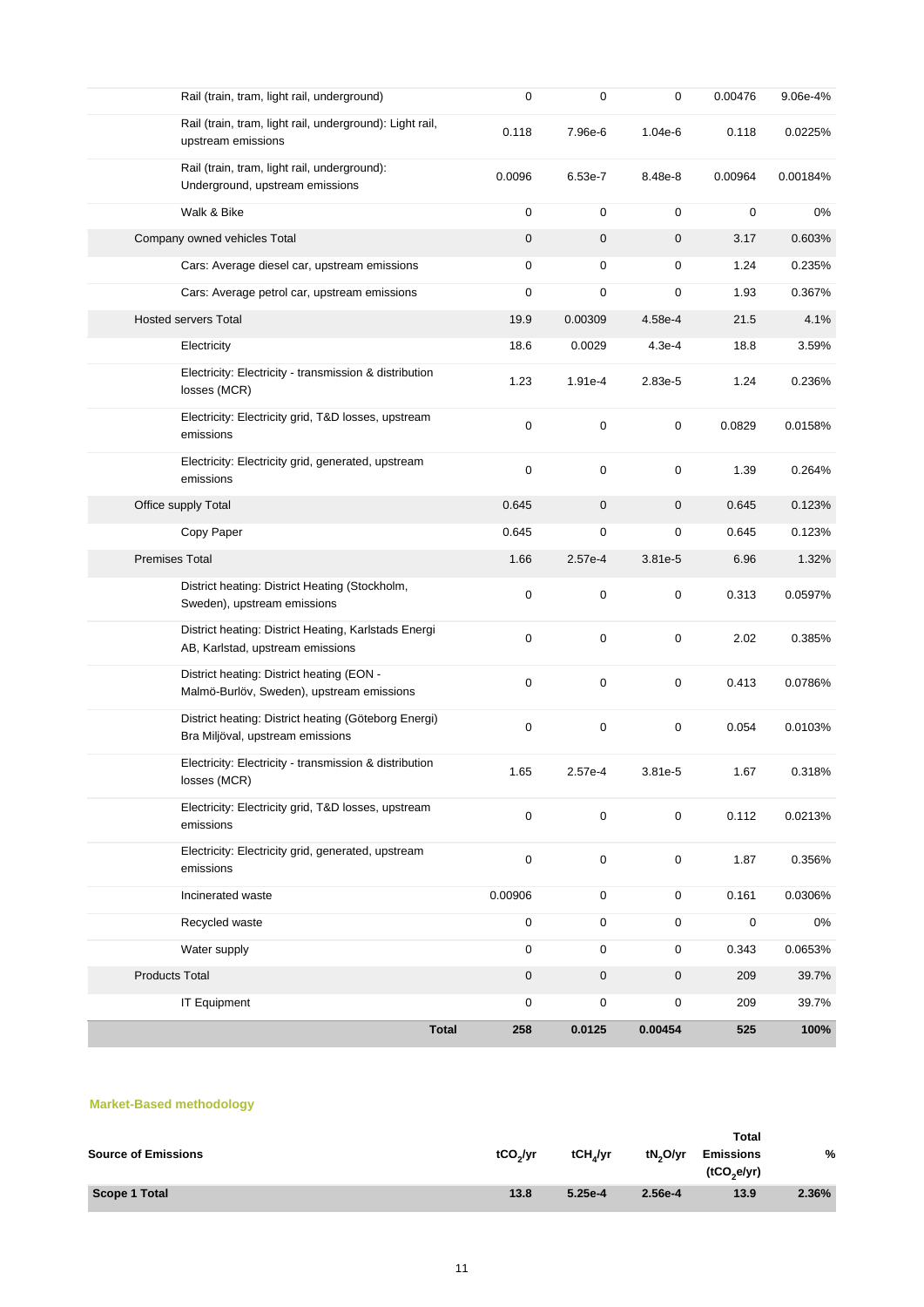| | | | | | |
|---|---|---|---|---|---|
| Rail (train, tram, light rail, underground) | 0 | 0 | 0 | 0.00476 | 9.06e-4% |
| Rail (train, tram, light rail, underground): Light rail, upstream emissions | 0.118 | 7.96e-6 | 1.04e-6 | 0.118 | 0.0225% |
| Rail (train, tram, light rail, underground): Underground, upstream emissions | 0.0096 | 6.53e-7 | 8.48e-8 | 0.00964 | 0.00184% |
| Walk & Bike | 0 | 0 | 0 | 0 | 0% |
| Company owned vehicles Total | 0 | 0 | 0 | 3.17 | 0.603% |
| Cars: Average diesel car, upstream emissions | 0 | 0 | 0 | 1.24 | 0.235% |
| Cars: Average petrol car, upstream emissions | 0 | 0 | 0 | 1.93 | 0.367% |
| Hosted servers Total | 19.9 | 0.00309 | 4.58e-4 | 21.5 | 4.1% |
| Electricity | 18.6 | 0.0029 | 4.3e-4 | 18.8 | 3.59% |
| Electricity: Electricity - transmission & distribution losses (MCR) | 1.23 | 1.91e-4 | 2.83e-5 | 1.24 | 0.236% |
| Electricity: Electricity grid, T&D losses, upstream emissions | 0 | 0 | 0 | 0.0829 | 0.0158% |
| Electricity: Electricity grid, generated, upstream emissions | 0 | 0 | 0 | 1.39 | 0.264% |
| Office supply Total | 0.645 | 0 | 0 | 0.645 | 0.123% |
| Copy Paper | 0.645 | 0 | 0 | 0.645 | 0.123% |
| Premises Total | 1.66 | 2.57e-4 | 3.81e-5 | 6.96 | 1.32% |
| District heating: District Heating (Stockholm, Sweden), upstream emissions | 0 | 0 | 0 | 0.313 | 0.0597% |
| District heating: District Heating, Karlstads Energi AB, Karlstad, upstream emissions | 0 | 0 | 0 | 2.02 | 0.385% |
| District heating: District heating (EON - Malmö-Burlöv, Sweden), upstream emissions | 0 | 0 | 0 | 0.413 | 0.0786% |
| District heating: District heating (Göteborg Energi) Bra Miljöval, upstream emissions | 0 | 0 | 0 | 0.054 | 0.0103% |
| Electricity: Electricity - transmission & distribution losses (MCR) | 1.65 | 2.57e-4 | 3.81e-5 | 1.67 | 0.318% |
| Electricity: Electricity grid, T&D losses, upstream emissions | 0 | 0 | 0 | 0.112 | 0.0213% |
| Electricity: Electricity grid, generated, upstream emissions | 0 | 0 | 0 | 1.87 | 0.356% |
| Incinerated waste | 0.00906 | 0 | 0 | 0.161 | 0.0306% |
| Recycled waste | 0 | 0 | 0 | 0 | 0% |
| Water supply | 0 | 0 | 0 | 0.343 | 0.0653% |
| Products Total | 0 | 0 | 0 | 209 | 39.7% |
| IT Equipment | 0 | 0 | 0 | 209 | 39.7% |
| **Total** | **258** | **0.0125** | **0.00454** | **525** | **100%** |

### Market-Based methodology

| Source of Emissions | $tCO_2/yr$ | $tCH_4/yr$ | $tN_2O/yr$ | Total Emissions ($tCO_2e/yr$) | % |
|---|---|---|---|---|---|
| **Scope 1 Total** | **13.8** | **5.25e-4** | **2.56e-4** | **13.9** | **2.36%** |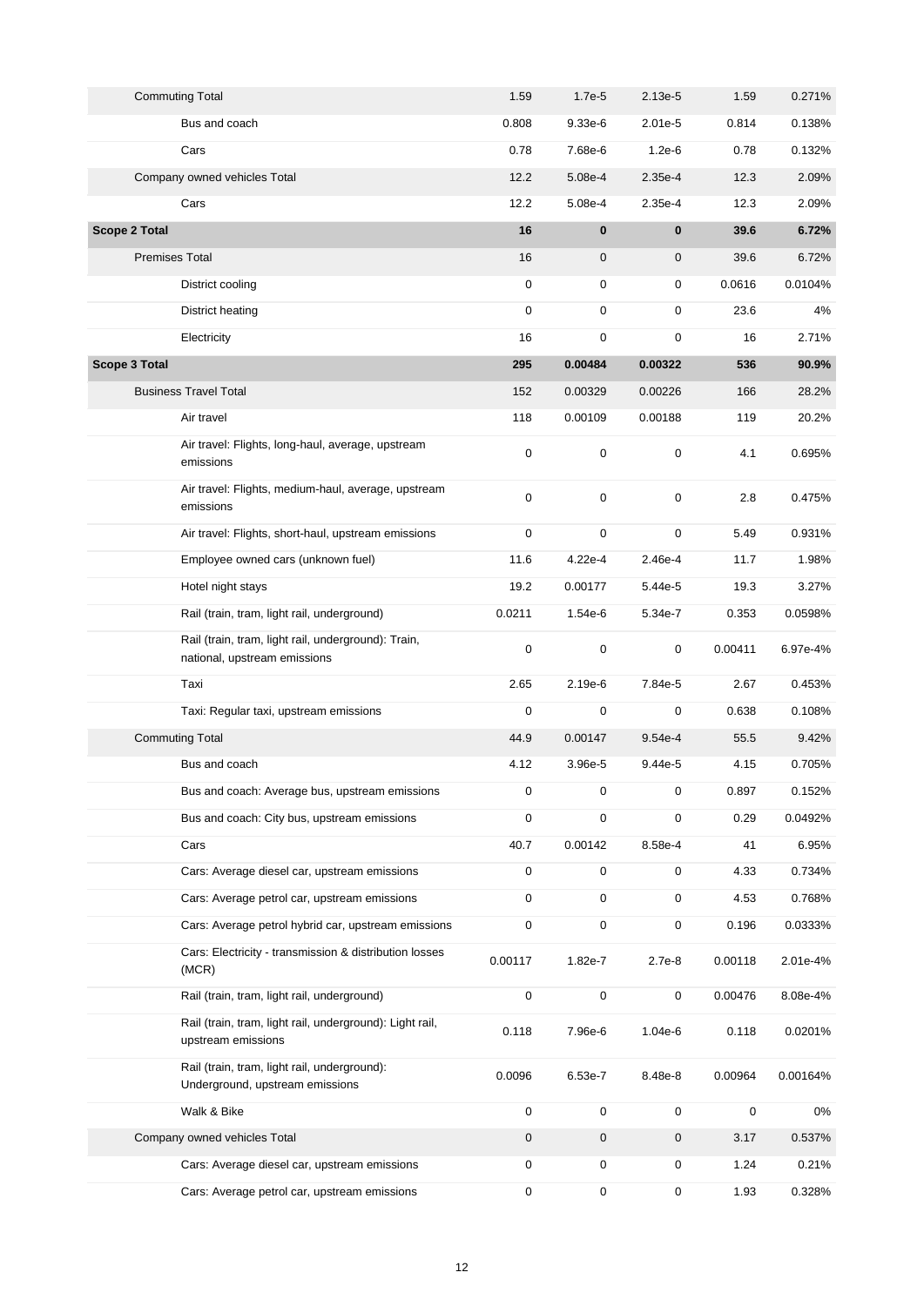| | | | | | |
|---|---|---|---|---|---|
| Commuting Total | 1.59 | 1.7e-5 | 2.13e-5 | 1.59 | 0.271% |
| Bus and coach | 0.808 | 9.33e-6 | 2.01e-5 | 0.814 | 0.138% |
| Cars | 0.78 | 7.68e-6 | 1.2e-6 | 0.78 | 0.132% |
| Company owned vehicles Total | 12.2 | 5.08e-4 | 2.35e-4 | 12.3 | 2.09% |
| Cars | 12.2 | 5.08e-4 | 2.35e-4 | 12.3 | 2.09% |
| **Scope 2 Total** | **16** | **0** | **0** | **39.6** | **6.72%** |
| Premises Total | 16 | 0 | 0 | 39.6 | 6.72% |
| District cooling | 0 | 0 | 0 | 0.0616 | 0.0104% |
| District heating | 0 | 0 | 0 | 23.6 | 4% |
| Electricity | 16 | 0 | 0 | 16 | 2.71% |
| **Scope 3 Total** | **295** | **0.00484** | **0.00322** | **536** | **90.9%** |
| Business Travel Total | 152 | 0.00329 | 0.00226 | 166 | 28.2% |
| Air travel | 118 | 0.00109 | 0.00188 | 119 | 20.2% |
| Air travel: Flights, long-haul, average, upstream emissions | 0 | 0 | 0 | 4.1 | 0.695% |
| Air travel: Flights, medium-haul, average, upstream emissions | 0 | 0 | 0 | 2.8 | 0.475% |
| Air travel: Flights, short-haul, upstream emissions | 0 | 0 | 0 | 5.49 | 0.931% |
| Employee owned cars (unknown fuel) | 11.6 | 4.22e-4 | 2.46e-4 | 11.7 | 1.98% |
| Hotel night stays | 19.2 | 0.00177 | 5.44e-5 | 19.3 | 3.27% |
| Rail (train, tram, light rail, underground) | 0.0211 | 1.54e-6 | 5.34e-7 | 0.353 | 0.0598% |
| Rail (train, tram, light rail, underground): Train, national, upstream emissions | 0 | 0 | 0 | 0.00411 | 6.97e-4% |
| Taxi | 2.65 | 2.19e-6 | 7.84e-5 | 2.67 | 0.453% |
| Taxi: Regular taxi, upstream emissions | 0 | 0 | 0 | 0.638 | 0.108% |
| Commuting Total | 44.9 | 0.00147 | 9.54e-4 | 55.5 | 9.42% |
| Bus and coach | 4.12 | 3.96e-5 | 9.44e-5 | 4.15 | 0.705% |
| Bus and coach: Average bus, upstream emissions | 0 | 0 | 0 | 0.897 | 0.152% |
| Bus and coach: City bus, upstream emissions | 0 | 0 | 0 | 0.29 | 0.0492% |
| Cars | 40.7 | 0.00142 | 8.58e-4 | 41 | 6.95% |
| Cars: Average diesel car, upstream emissions | 0 | 0 | 0 | 4.33 | 0.734% |
| Cars: Average petrol car, upstream emissions | 0 | 0 | 0 | 4.53 | 0.768% |
| Cars: Average petrol hybrid car, upstream emissions | 0 | 0 | 0 | 0.196 | 0.0333% |
| Cars: Electricity - transmission & distribution losses (MCR) | 0.00117 | 1.82e-7 | 2.7e-8 | 0.00118 | 2.01e-4% |
| Rail (train, tram, light rail, underground) | 0 | 0 | 0 | 0.00476 | 8.08e-4% |
| Rail (train, tram, light rail, underground): Light rail, upstream emissions | 0.118 | 7.96e-6 | 1.04e-6 | 0.118 | 0.0201% |
| Rail (train, tram, light rail, underground): Underground, upstream emissions | 0.0096 | 6.53e-7 | 8.48e-8 | 0.00964 | 0.00164% |
| Walk & Bike | 0 | 0 | 0 | 0 | 0% |
| Company owned vehicles Total | 0 | 0 | 0 | 3.17 | 0.537% |
| Cars: Average diesel car, upstream emissions | 0 | 0 | 0 | 1.24 | 0.21% |
| Cars: Average petrol car, upstream emissions | 0 | 0 | 0 | 1.93 | 0.328% |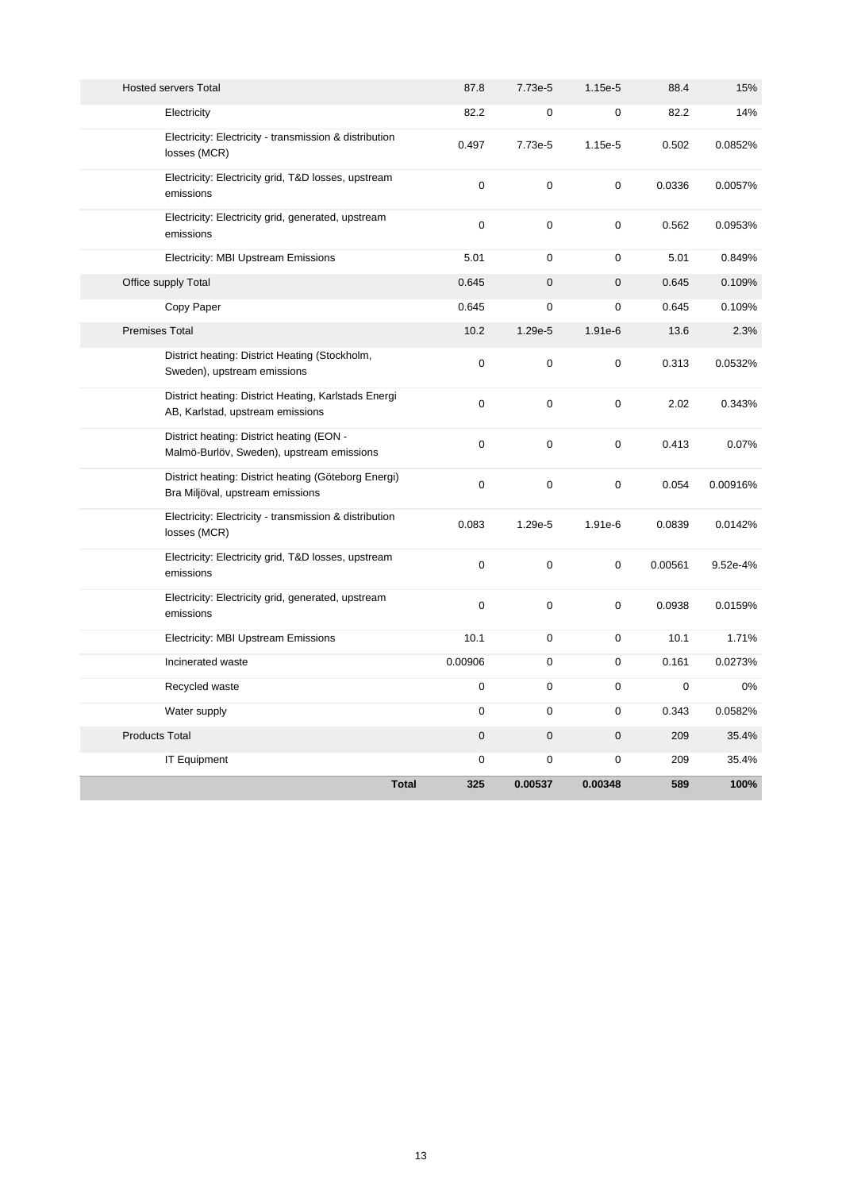| | | | | | |
|---|---|---|---|---|---|
| Hosted servers Total | 87.8 | 7.73e-5 | 1.15e-5 | 88.4 | 15% |
| Electricity | 82.2 | 0 | 0 | 82.2 | 14% |
| Electricity: Electricity - transmission & distribution losses (MCR) | 0.497 | 7.73e-5 | 1.15e-5 | 0.502 | 0.0852% |
| Electricity: Electricity grid, T&D losses, upstream emissions | 0 | 0 | 0 | 0.0336 | 0.0057% |
| Electricity: Electricity grid, generated, upstream emissions | 0 | 0 | 0 | 0.562 | 0.0953% |
| Electricity: MBI Upstream Emissions | 5.01 | 0 | 0 | 5.01 | 0.849% |
| Office supply Total | 0.645 | 0 | 0 | 0.645 | 0.109% |
| Copy Paper | 0.645 | 0 | 0 | 0.645 | 0.109% |
| Premises Total | 10.2 | 1.29e-5 | 1.91e-6 | 13.6 | 2.3% |
| District heating: District Heating (Stockholm, Sweden), upstream emissions | 0 | 0 | 0 | 0.313 | 0.0532% |
| District heating: District Heating, Karlstads Energi AB, Karlstad, upstream emissions | 0 | 0 | 0 | 2.02 | 0.343% |
| District heating: District heating (EON - Malmö-Burlöv, Sweden), upstream emissions | 0 | 0 | 0 | 0.413 | 0.07% |
| District heating: District heating (Göteborg Energi) Bra Miljöval, upstream emissions | 0 | 0 | 0 | 0.054 | 0.00916% |
| Electricity: Electricity - transmission & distribution losses (MCR) | 0.083 | 1.29e-5 | 1.91e-6 | 0.0839 | 0.0142% |
| Electricity: Electricity grid, T&D losses, upstream emissions | 0 | 0 | 0 | 0.00561 | 9.52e-4% |
| Electricity: Electricity grid, generated, upstream emissions | 0 | 0 | 0 | 0.0938 | 0.0159% |
| Electricity: MBI Upstream Emissions | 10.1 | 0 | 0 | 10.1 | 1.71% |
| Incinerated waste | 0.00906 | 0 | 0 | 0.161 | 0.0273% |
| Recycled waste | 0 | 0 | 0 | 0 | 0% |
| Water supply | 0 | 0 | 0 | 0.343 | 0.0582% |
| Products Total | 0 | 0 | 0 | 209 | 35.4% |
| IT Equipment | 0 | 0 | 0 | 209 | 35.4% |
| **Total** | **325** | **0.00537** | **0.00348** | **589** | **100%** |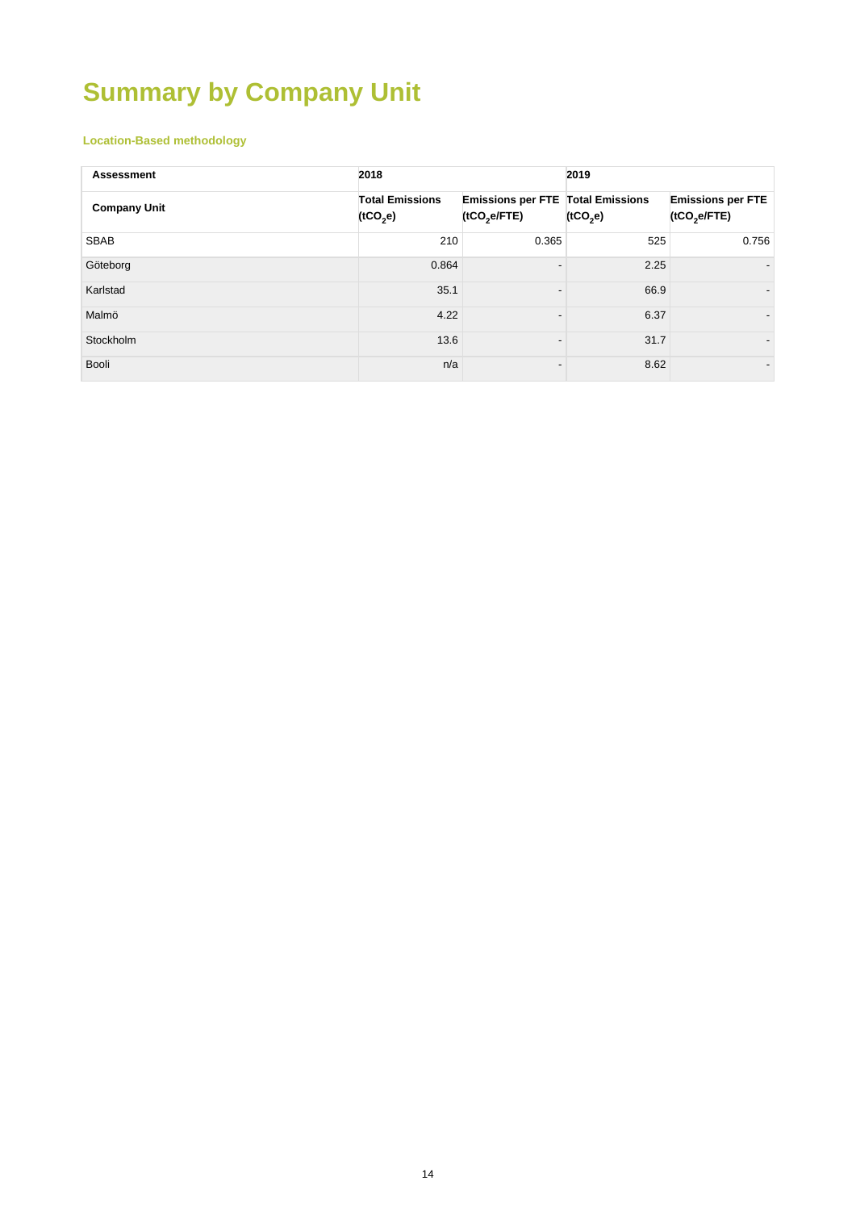# Summary by Company Unit

### Location-Based methodology

| Assessment | 2018 | | 2019 | |
|---|---|---|---|---|
| **Company Unit** | **Total Emissions ($tCO_2e$)** | **Emissions per FTE ($tCO_2e/FTE$)** | **Total Emissions ($tCO_2e$)** | **Emissions per FTE ($tCO_2e/FTE$)** |
| SBAB | 210 | 0.365 | 525 | 0.756 |
| Göteborg | 0.864 | - | 2.25 | - |
| Karlstad | 35.1 | - | 66.9 | - |
| Malmö | 4.22 | - | 6.37 | - |
| Stockholm | 13.6 | - | 31.7 | - |
| Booli | n/a | - | 8.62 | - |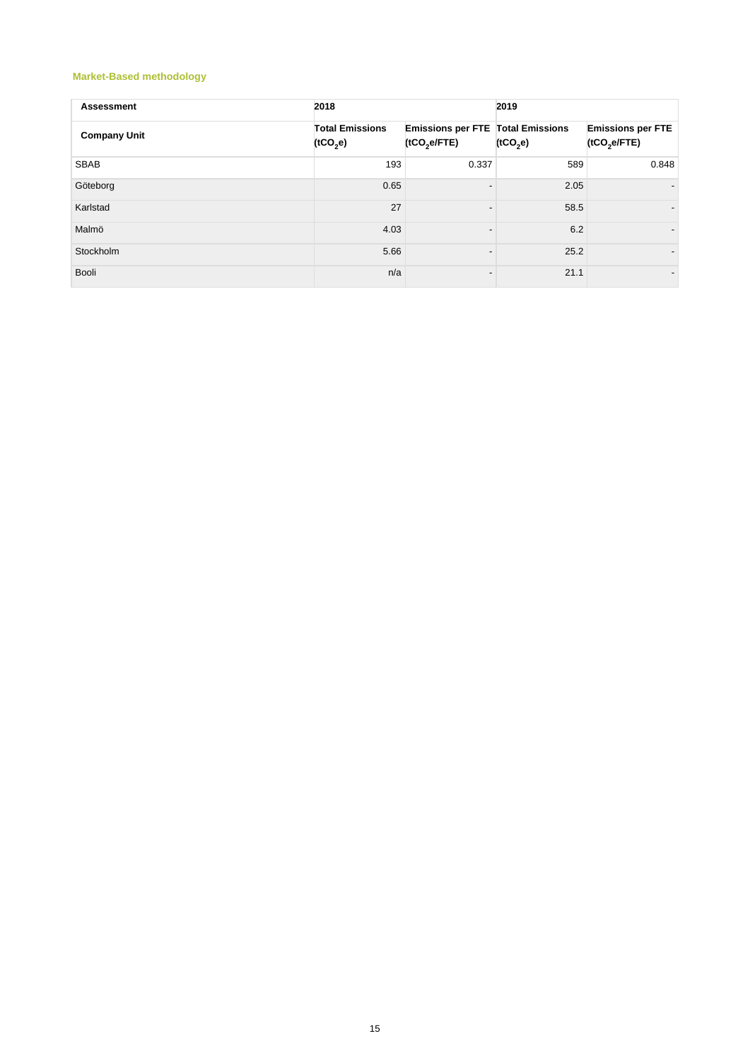### Market-Based methodology

| Assessment | 2018 | | 2019 | |
|---|---|---|---|---|
| Company Unit | Total Emissions ($tCO_2e$) | Emissions per FTE ($tCO_2e/FTE$) | Total Emissions ($tCO_2e$) | Emissions per FTE ($tCO_2e/FTE$) |
| SBAB | 193 | 0.337 | 589 | 0.848 |
| Göteborg | 0.65 | - | 2.05 | - |
| Karlstad | 27 | - | 58.5 | - |
| Malmö | 4.03 | - | 6.2 | - |
| Stockholm | 5.66 | - | 25.2 | - |
| Booli | n/a | - | 21.1 | - |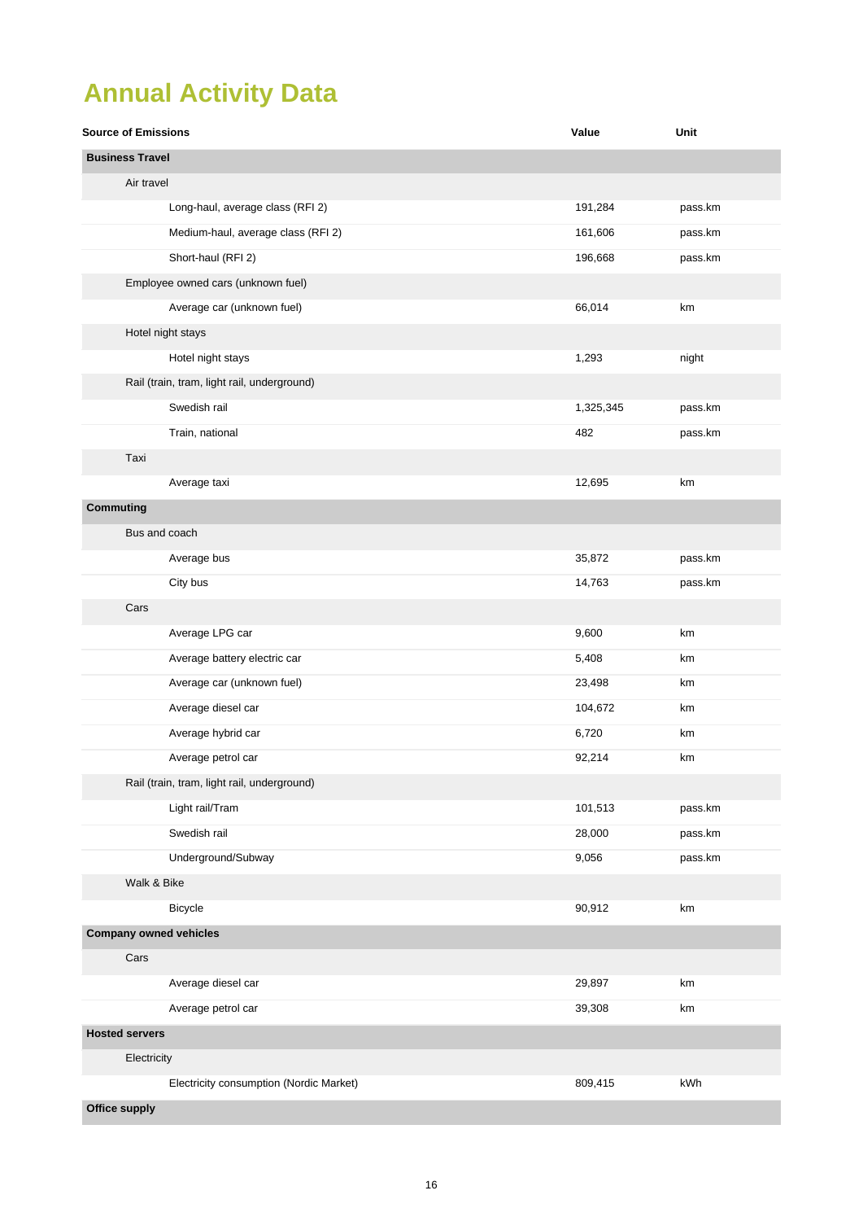# Annual Activity Data

| Source of Emissions | Value | Unit |
|---|---|---|
| **Business Travel** | | |
| Air travel | | |
| Long-haul, average class (RFI 2) | 191,284 | pass.km |
| Medium-haul, average class (RFI 2) | 161,606 | pass.km |
| Short-haul (RFI 2) | 196,668 | pass.km |
| Employee owned cars (unknown fuel) | | |
| Average car (unknown fuel) | 66,014 | km |
| Hotel night stays | | |
| Hotel night stays | 1,293 | night |
| Rail (train, tram, light rail, underground) | | |
| Swedish rail | 1,325,345 | pass.km |
| Train, national | 482 | pass.km |
| Taxi | | |
| Average taxi | 12,695 | km |
| **Commuting** | | |
| Bus and coach | | |
| Average bus | 35,872 | pass.km |
| City bus | 14,763 | pass.km |
| Cars | | |
| Average LPG car | 9,600 | km |
| Average battery electric car | 5,408 | km |
| Average car (unknown fuel) | 23,498 | km |
| Average diesel car | 104,672 | km |
| Average hybrid car | 6,720 | km |
| Average petrol car | 92,214 | km |
| Rail (train, tram, light rail, underground) | | |
| Light rail/Tram | 101,513 | pass.km |
| Swedish rail | 28,000 | pass.km |
| Underground/Subway | 9,056 | pass.km |
| Walk & Bike | | |
| Bicycle | 90,912 | km |
| **Company owned vehicles** | | |
| Cars | | |
| Average diesel car | 29,897 | km |
| Average petrol car | 39,308 | km |
| **Hosted servers** | | |
| Electricity | | |
| Electricity consumption (Nordic Market) | 809,415 | kWh |
| **Office supply** | | |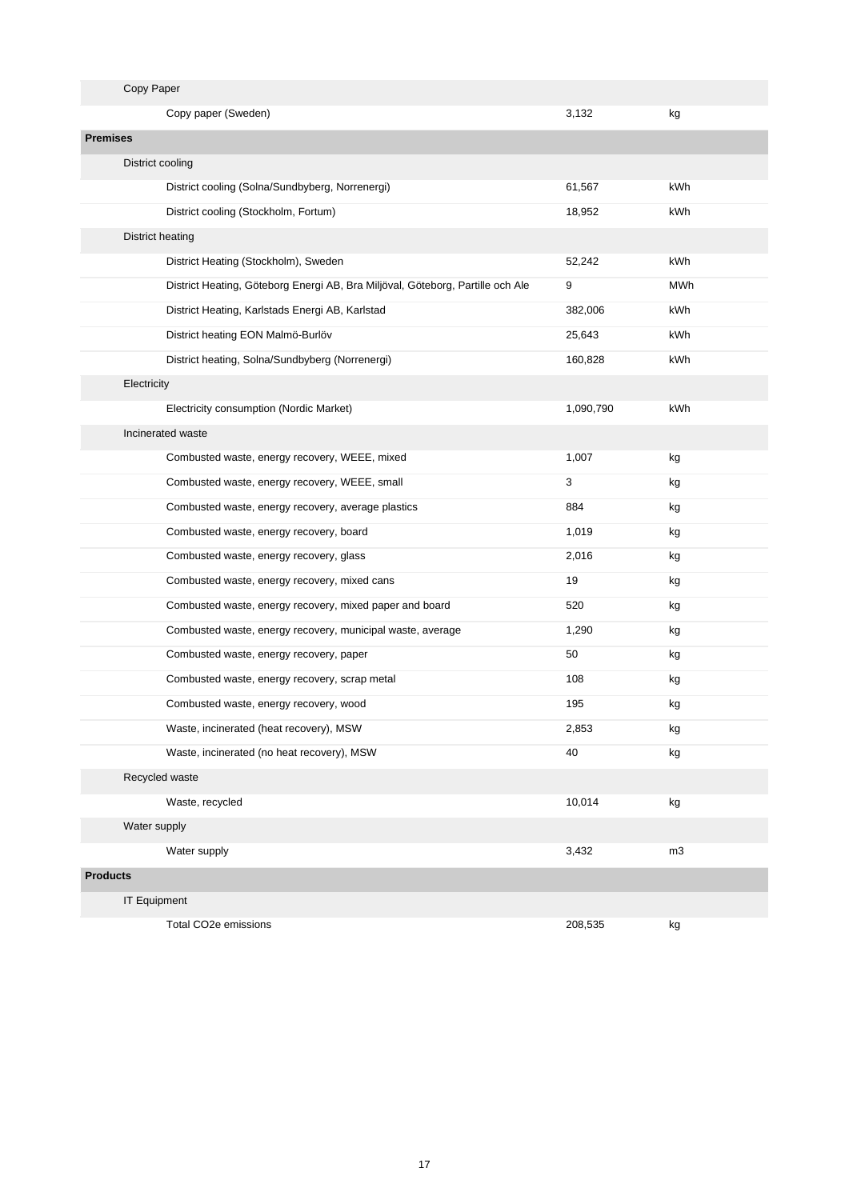| | | |
|---|---|---|
| Copy Paper | | |
| Copy paper (Sweden) | 3,132 | kg |
| **Premises** | | |
| District cooling | | |
| District cooling (Solna/Sundbyberg, Norrenergi) | 61,567 | kWh |
| District cooling (Stockholm, Fortum) | 18,952 | kWh |
| District heating | | |
| District Heating (Stockholm), Sweden | 52,242 | kWh |
| District Heating, Göteborg Energi AB, Bra Miljöval, Göteborg, Partille och Ale | 9 | MWh |
| District Heating, Karlstads Energi AB, Karlstad | 382,006 | kWh |
| District heating EON Malmö-Burlöv | 25,643 | kWh |
| District heating, Solna/Sundbyberg (Norrenergi) | 160,828 | kWh |
| Electricity | | |
| Electricity consumption (Nordic Market) | 1,090,790 | kWh |
| Incinerated waste | | |
| Combusted waste, energy recovery, WEEE, mixed | 1,007 | kg |
| Combusted waste, energy recovery, WEEE, small | 3 | kg |
| Combusted waste, energy recovery, average plastics | 884 | kg |
| Combusted waste, energy recovery, board | 1,019 | kg |
| Combusted waste, energy recovery, glass | 2,016 | kg |
| Combusted waste, energy recovery, mixed cans | 19 | kg |
| Combusted waste, energy recovery, mixed paper and board | 520 | kg |
| Combusted waste, energy recovery, municipal waste, average | 1,290 | kg |
| Combusted waste, energy recovery, paper | 50 | kg |
| Combusted waste, energy recovery, scrap metal | 108 | kg |
| Combusted waste, energy recovery, wood | 195 | kg |
| Waste, incinerated (heat recovery), MSW | 2,853 | kg |
| Waste, incinerated (no heat recovery), MSW | 40 | kg |
| Recycled waste | | |
| Waste, recycled | 10,014 | kg |
| Water supply | | |
| Water supply | 3,432 | m3 |
| **Products** | | |
| IT Equipment | | |
| Total CO2e emissions | 208,535 | kg |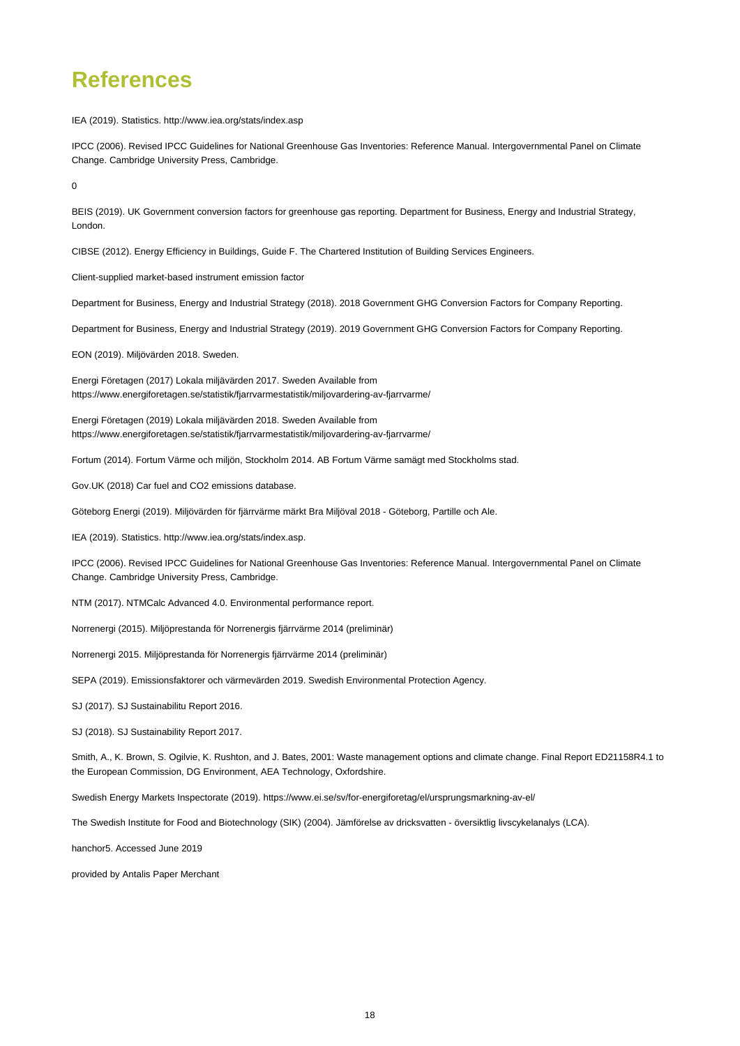# References

IEA (2019). Statistics. http://www.iea.org/stats/index.asp

IPCC (2006). Revised IPCC Guidelines for National Greenhouse Gas Inventories: Reference Manual. Intergovernmental Panel on Climate Change. Cambridge University Press, Cambridge.

0

BEIS (2019). UK Government conversion factors for greenhouse gas reporting. Department for Business, Energy and Industrial Strategy, London.

CIBSE (2012). Energy Efficiency in Buildings, Guide F. The Chartered Institution of Building Services Engineers.

Client-supplied market-based instrument emission factor

Department for Business, Energy and Industrial Strategy (2018). 2018 Government GHG Conversion Factors for Company Reporting.

Department for Business, Energy and Industrial Strategy (2019). 2019 Government GHG Conversion Factors for Company Reporting.

EON (2019). Miljövärden 2018. Sweden.

Energi Företagen (2017) Lokala miljävärden 2017. Sweden Available from https://www.energiforetagen.se/statistik/fjarrvarmestatistik/miljovardering-av-fjarrvarme/

Energi Företagen (2019) Lokala miljävärden 2018. Sweden Available from https://www.energiforetagen.se/statistik/fjarrvarmestatistik/miljovardering-av-fjarrvarme/

Fortum (2014). Fortum Värme och miljön, Stockholm 2014. AB Fortum Värme samägt med Stockholms stad.

Gov.UK (2018) Car fuel and CO2 emissions database.

Göteborg Energi (2019). Miljövärden för fjärrvärme märkt Bra Miljöval 2018 - Göteborg, Partille och Ale.

IEA (2019). Statistics. http://www.iea.org/stats/index.asp.

IPCC (2006). Revised IPCC Guidelines for National Greenhouse Gas Inventories: Reference Manual. Intergovernmental Panel on Climate Change. Cambridge University Press, Cambridge.

NTM (2017). NTMCalc Advanced 4.0. Environmental performance report.

Norrenergi (2015). Miljöprestanda för Norrenergis fjärrvärme 2014 (preliminär)

Norrenergi 2015. Miljöprestanda för Norrenergis fjärrvärme 2014 (preliminär)

SEPA (2019). Emissionsfaktorer och värmevärden 2019. Swedish Environmental Protection Agency.

SJ (2017). SJ Sustainabilitu Report 2016.

SJ (2018). SJ Sustainability Report 2017.

Smith, A., K. Brown, S. Ogilvie, K. Rushton, and J. Bates, 2001: Waste management options and climate change. Final Report ED21158R4.1 to the European Commission, DG Environment, AEA Technology, Oxfordshire.

Swedish Energy Markets Inspectorate (2019). https://www.ei.se/sv/for-energiforetag/el/ursprungsmarkning-av-el/

The Swedish Institute for Food and Biotechnology (SIK) (2004). Jämförelse av dricksvatten - översiktlig livscykelanalys (LCA).

hanchor5. Accessed June 2019

provided by Antalis Paper Merchant